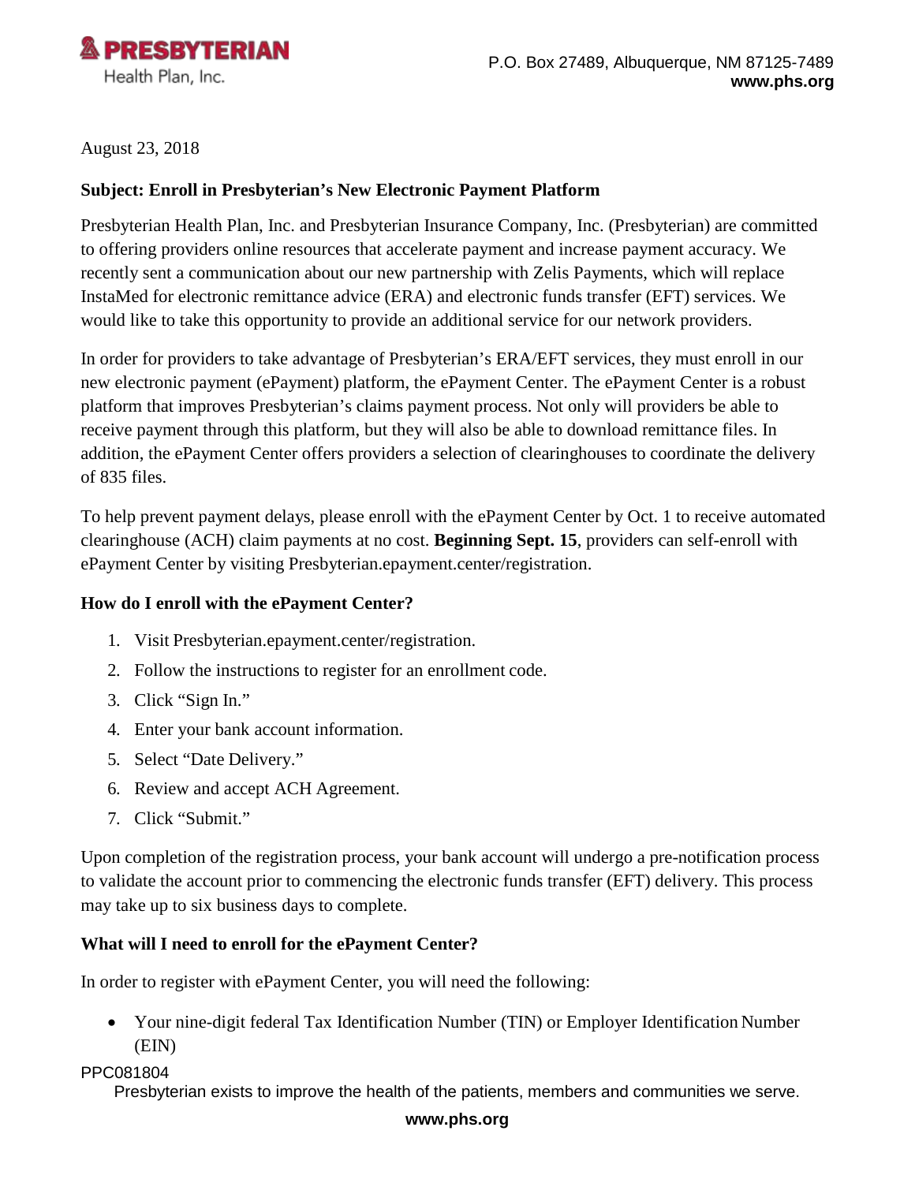**PRESBYTERIAN**
Health Plan, Inc.

P.O. Box 27489, Albuquerque, NM 87125-7489
**www.phs.org**

August 23, 2018

**Subject: Enroll in Presbyterian's New Electronic Payment Platform**

Presbyterian Health Plan, Inc. and Presbyterian Insurance Company, Inc. (Presbyterian) are committed to offering providers online resources that accelerate payment and increase payment accuracy. We recently sent a communication about our new partnership with Zelis Payments, which will replace InstaMed for electronic remittance advice (ERA) and electronic funds transfer (EFT) services. We would like to take this opportunity to provide an additional service for our network providers.

In order for providers to take advantage of Presbyterian's ERA/EFT services, they must enroll in our new electronic payment (ePayment) platform, the ePayment Center. The ePayment Center is a robust platform that improves Presbyterian's claims payment process. Not only will providers be able to receive payment through this platform, but they will also be able to download remittance files. In addition, the ePayment Center offers providers a selection of clearinghouses to coordinate the delivery of 835 files.

To help prevent payment delays, please enroll with the ePayment Center by Oct. 1 to receive automated clearinghouse (ACH) claim payments at no cost. **Beginning Sept. 15**, providers can self-enroll with ePayment Center by visiting Presbyterian.epayment.center/registration.

### How do I enroll with the ePayment Center?

1. Visit Presbyterian.epayment.center/registration.
2. Follow the instructions to register for an enrollment code.
3. Click "Sign In."
4. Enter your bank account information.
5. Select "Date Delivery."
6. Review and accept ACH Agreement.
7. Click "Submit."

Upon completion of the registration process, your bank account will undergo a pre-notification process to validate the account prior to commencing the electronic funds transfer (EFT) delivery. This process may take up to six business days to complete.

### What will I need to enroll for the ePayment Center?

In order to register with ePayment Center, you will need the following:

- Your nine-digit federal Tax Identification Number (TIN) or Employer Identification Number (EIN)

PPC081804

Presbyterian exists to improve the health of the patients, members and communities we serve.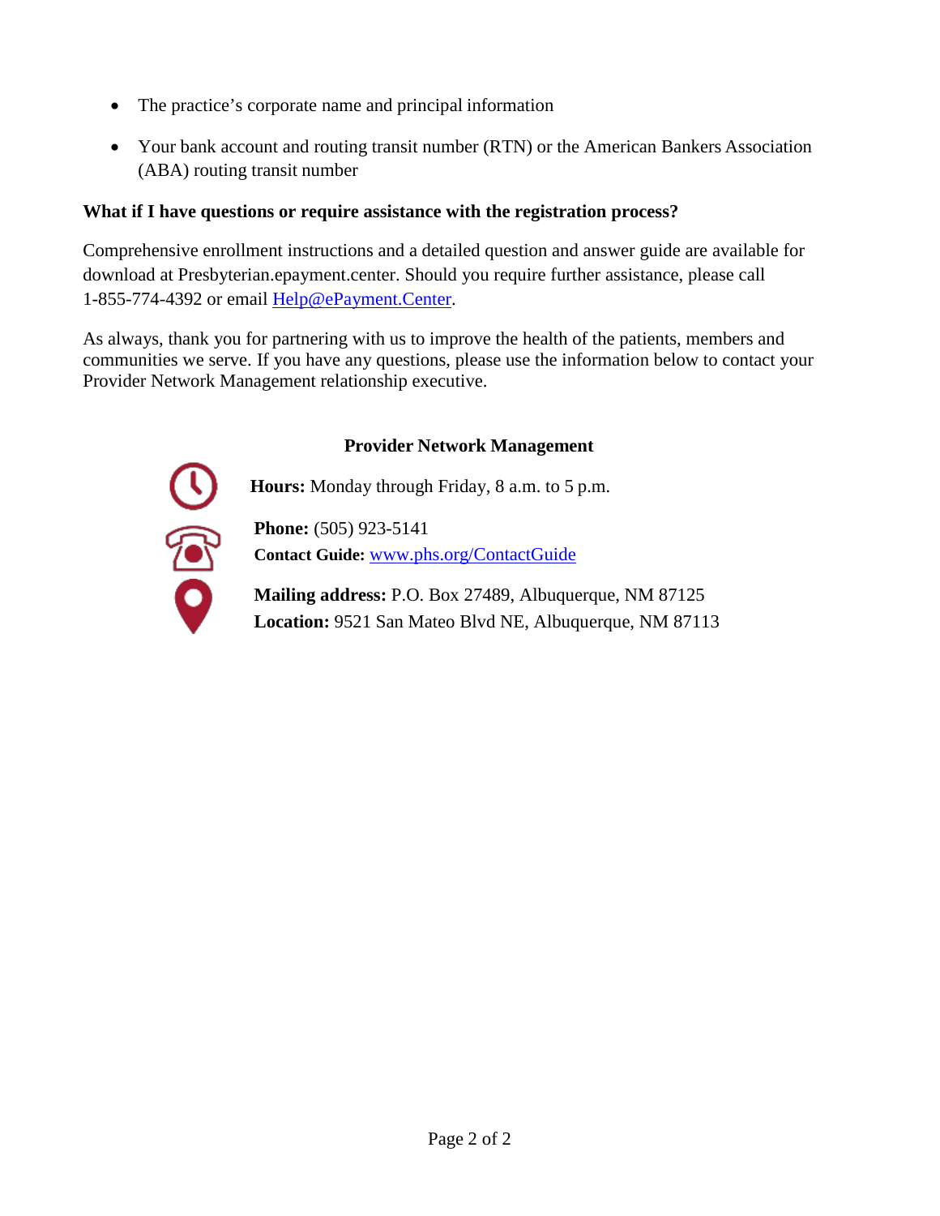- The practice's corporate name and principal information
- Your bank account and routing transit number (RTN) or the American Bankers Association (ABA) routing transit number

**What if I have questions or require assistance with the registration process?**

Comprehensive enrollment instructions and a detailed question and answer guide are available for download at Presbyterian.epayment.center. Should you require further assistance, please call 1-855-774-4392 or email [Help@ePayment.Center](mailto:Help@ePayment.Center).

As always, thank you for partnering with us to improve the health of the patients, members and communities we serve. If you have any questions, please use the information below to contact your Provider Network Management relationship executive.

**Provider Network Management**

**Hours:** Monday through Friday, 8 a.m. to 5 p.m.

**Phone:** (505) 923-5141
**Contact Guide:** [www.phs.org/ContactGuide](http://www.phs.org/ContactGuide)

**Mailing address:** P.O. Box 27489, Albuquerque, NM 87125
**Location:** 9521 San Mateo Blvd NE, Albuquerque, NM 87113